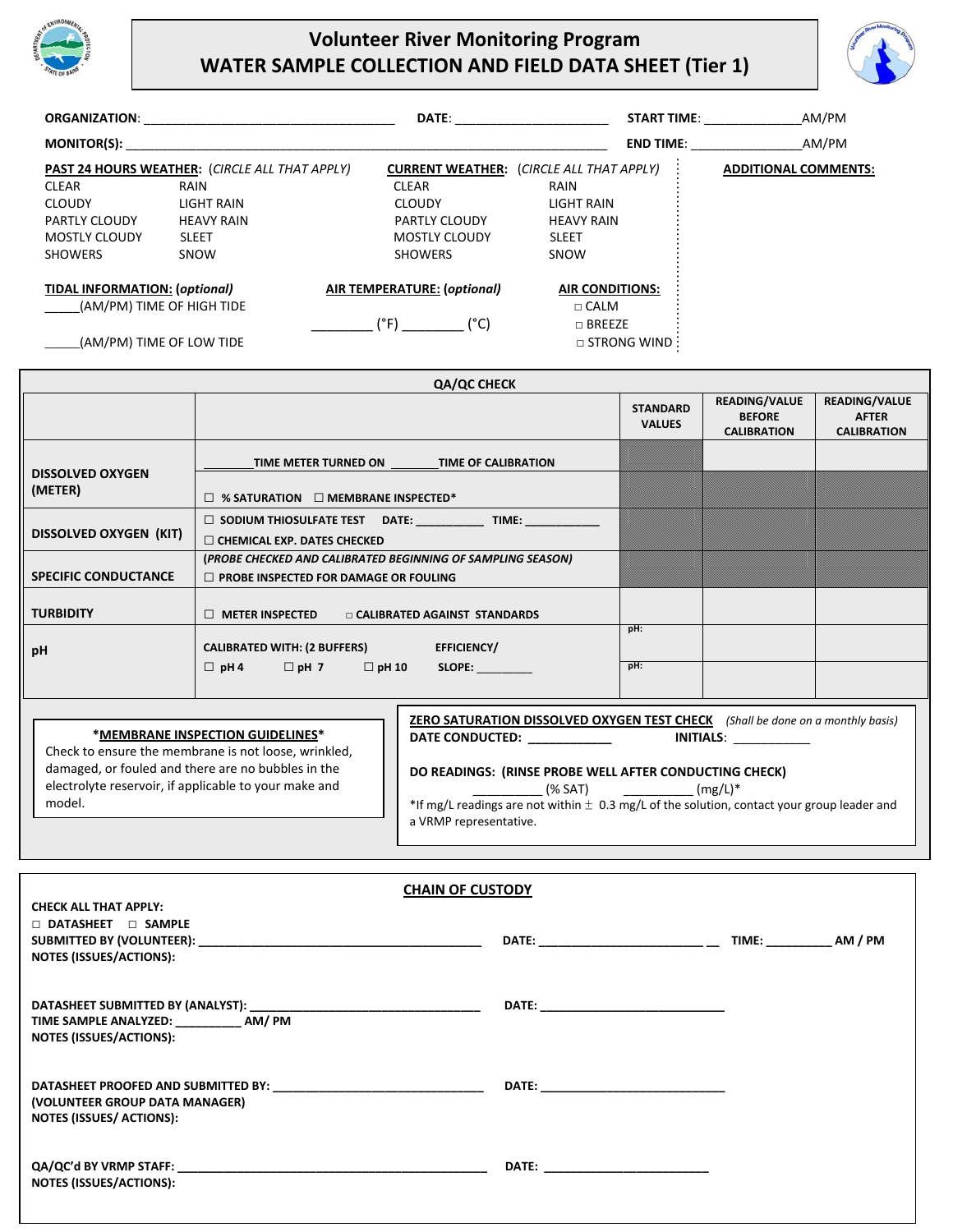# Volunteer River Monitoring Program
# WATER SAMPLE COLLECTION AND FIELD DATA SHEET (Tier 1)

**ORGANIZATION**: ___________________________________ **DATE**: ______________________ **START TIME**: ______________AM/PM

**MONITOR(S):** _____________________________________________________________________ **END TIME**: ________________AM/PM

**PAST 24 HOURS WEATHER:** (*CIRCLE ALL THAT APPLY*)

| | |
|---|---|
| CLEAR | RAIN |
| CLOUDY | LIGHT RAIN |
| PARTLY CLOUDY | HEAVY RAIN |
| MOSTLY CLOUDY | SLEET |
| SHOWERS | SNOW |

**CURRENT WEATHER:** (*CIRCLE ALL THAT APPLY*)

| | |
|---|---|
| CLEAR | RAIN |
| CLOUDY | LIGHT RAIN |
| PARTLY CLOUDY | HEAVY RAIN |
| MOSTLY CLOUDY | SLEET |
| SHOWERS | SNOW |

**ADDITIONAL COMMENTS:**

**TIDAL INFORMATION: (*optional*)**

_____(AM/PM) TIME OF HIGH TIDE

_____(AM/PM) TIME OF LOW TIDE

**AIR TEMPERATURE: (*optional*)**

_________ (°F) _________ (°C)

**AIR CONDITIONS:**

□ CALM
□ BREEZE
□ STRONG WIND

## QA/QC CHECK

| | | STANDARD VALUES | READING/VALUE BEFORE CALIBRATION | READING/VALUE AFTER CALIBRATION |
|---|---|---|---|---|
| **DISSOLVED OXYGEN (METER)** | ________TIME METER TURNED ON ________TIME OF CALIBRATION | | | |
| | ☐ % SATURATION ☐ MEMBRANE INSPECTED* | | | |
| **DISSOLVED OXYGEN (KIT)** | ☐ SODIUM THIOSULFATE TEST DATE: ___________ TIME: ____________ ☐ CHEMICAL EXP. DATES CHECKED | | | |
| **SPECIFIC CONDUCTANCE** | (*PROBE CHECKED AND CALIBRATED BEGINNING OF SAMPLING SEASON*) ☐ PROBE INSPECTED FOR DAMAGE OR FOULING | | | |
| **TURBIDITY** | ☐ METER INSPECTED □ CALIBRATED AGAINST STANDARDS | | | |
| **pH** | CALIBRATED WITH: (2 BUFFERS) ☐ pH 4 ☐ pH 7 ☐ pH 10 EFFICIENCY/ SLOPE: _________ | pH: | | |
| | | pH: | | |

**\*MEMBRANE INSPECTION GUIDELINES\***
Check to ensure the membrane is not loose, wrinkled, damaged, or fouled and there are no bubbles in the electrolyte reservoir, if applicable to your make and model.

**ZERO SATURATION DISSOLVED OXYGEN TEST CHECK** (*Shall be done on a monthly basis*)
**DATE CONDUCTED:** ____________ **INITIALS**: ___________

**DO READINGS: (RINSE PROBE WELL AFTER CONDUCTING CHECK)**
__________ (% SAT) __________ (mg/L)*
*If mg/L readings are not within ± 0.3 mg/L of the solution, contact your group leader and a VRMP representative.

## CHAIN OF CUSTODY

**CHECK ALL THAT APPLY:**
□ **DATASHEET** □ **SAMPLE**
**SUBMITTED BY (VOLUNTEER):** ____________________________________________ **DATE:** __________________________ __ **TIME:** __________ **AM / PM**
**NOTES (ISSUES/ACTIONS):**

**DATASHEET SUBMITTED BY (ANALYST):** ____________________________________ **DATE:** ____________________________
**TIME SAMPLE ANALYZED:** __________ **AM/ PM**
**NOTES (ISSUES/ACTIONS):**

**DATASHEET PROOFED AND SUBMITTED BY:** _________________________________ **DATE:** ____________________________
**(VOLUNTEER GROUP DATA MANAGER)**
**NOTES (ISSUES/ ACTIONS):**

**QA/QC'd BY VRMP STAFF:** _________________________________________________ **DATE:** _________________________
**NOTES (ISSUES/ACTIONS):**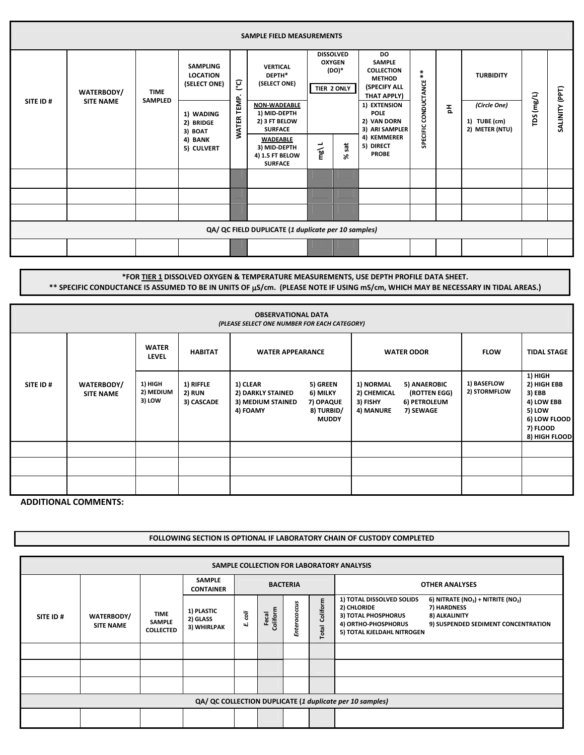## SAMPLE FIELD MEASUREMENTS

| SITE ID # | WATERBODY/ SITE NAME | TIME SAMPLED | SAMPLING LOCATION (SELECT ONE) 1) WADING 2) BRIDGE 3) BOAT 4) BANK 5) CULVERT | WATER TEMP. (°C) | VERTICAL DEPTH* (SELECT ONE) NON-WADEABLE 1) MID-DEPTH 2) 3 FT BELOW SURFACE WADEABLE 3) MID-DEPTH 4) 1.5 FT BELOW SURFACE | DISSOLVED OXYGEN (DO)* TIER 2 ONLY mg\L | DISSOLVED OXYGEN (DO)* TIER 2 ONLY % sat | DO SAMPLE COLLECTION METHOD (SPECIFY ALL THAT APPLY) 1) EXTENSION POLE 2) VAN DORN 3) ARI SAMPLER 4) KEMMERER 5) DIRECT PROBE | SPECIFIC CONDUCTANCE ** | pH | TURBIDITY (Circle One) 1) TUBE (cm) 2) METER (NTU) | TDS (mg/L) | SALINITY (PPT) |
|---|---|---|---|---|---|---|---|---|---|---|---|---|---|
| | | | | | | | | | | | | | |
| | | | | | | | | | | | | | |
| | | | | | | | | | | | | | |
| QA/ QC FIELD DUPLICATE (*1 duplicate per 10 samples*) | | | | | | | | | | | | | |
| | | | | | | | | | | | | | |

**\*FOR TIER 1 DISSOLVED OXYGEN & TEMPERATURE MEASUREMENTS, USE DEPTH PROFILE DATA SHEET.**
**\*\* SPECIFIC CONDUCTANCE IS ASSUMED TO BE IN UNITS OF μS/cm. (PLEASE NOTE IF USING mS/cm, WHICH MAY BE NECESSARY IN TIDAL AREAS.)**

## OBSERVATIONAL DATA

*(PLEASE SELECT ONE NUMBER FOR EACH CATEGORY)*

| SITE ID # | WATERBODY/ SITE NAME | WATER LEVEL 1) HIGH 2) MEDIUM 3) LOW | HABITAT 1) RIFFLE 2) RUN 3) CASCADE | WATER APPEARANCE 1) CLEAR 2) DARKLY STAINED 3) MEDIUM STAINED 4) FOAMY 5) GREEN 6) MILKY 7) OPAQUE 8) TURBID/ MUDDY | WATER ODOR 1) NORMAL 2) CHEMICAL 3) FISHY 4) MANURE 5) ANAEROBIC (ROTTEN EGG) 6) PETROLEUM 7) SEWAGE | FLOW 1) BASEFLOW 2) STORMFLOW | TIDAL STAGE 1) HIGH 2) HIGH EBB 3) EBB 4) LOW EBB 5) LOW 6) LOW FLOOD 7) FLOOD 8) HIGH FLOOD |
|---|---|---|---|---|---|---|---|
| | | | | | | | |
| | | | | | | | |
| | | | | | | | |

**ADDITIONAL COMMENTS:**

**FOLLOWING SECTION IS OPTIONAL IF LABORATORY CHAIN OF CUSTODY COMPLETED**

## SAMPLE COLLECTION FOR LABORATORY ANALYSIS

| SITE ID # | WATERBODY/ SITE NAME | TIME SAMPLE COLLECTED | SAMPLE CONTAINER 1) PLASTIC 2) GLASS 3) WHIRLPAK | BACTERIA *E. coli* | BACTERIA Fecal Coliform | BACTERIA *Enterococcus* | BACTERIA Total Coliform | OTHER ANALYSES 1) TOTAL DISSOLVED SOLIDS 2) CHLORIDE 3) TOTAL PHOSPHORUS 4) ORTHO-PHOSPHORUS 5) TOTAL KJELDAHL NITROGEN 6) NITRATE ($NO_3$) + NITRITE ($NO_2$) 7) HARDNESS 8) ALKALINITY 9) SUSPENDED SEDIMENT CONCENTRATION |
|---|---|---|---|---|---|---|---|---|
| | | | | | | | | |
| | | | | | | | | |
| | | | | | | | | |
| QA/ QC COLLECTION DUPLICATE (*1 duplicate per 10 samples*) | | | | | | | | |
| | | | | | | | | |